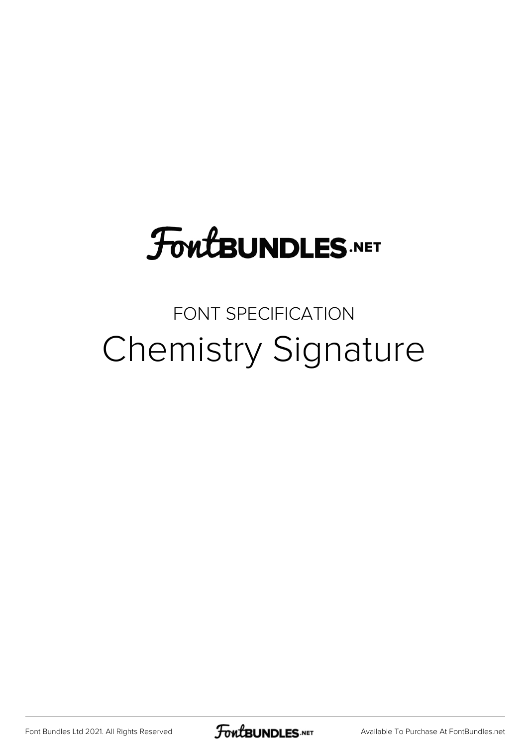FontBUNDLES.NET

FONT SPECIFICATION

# Chemistry Signature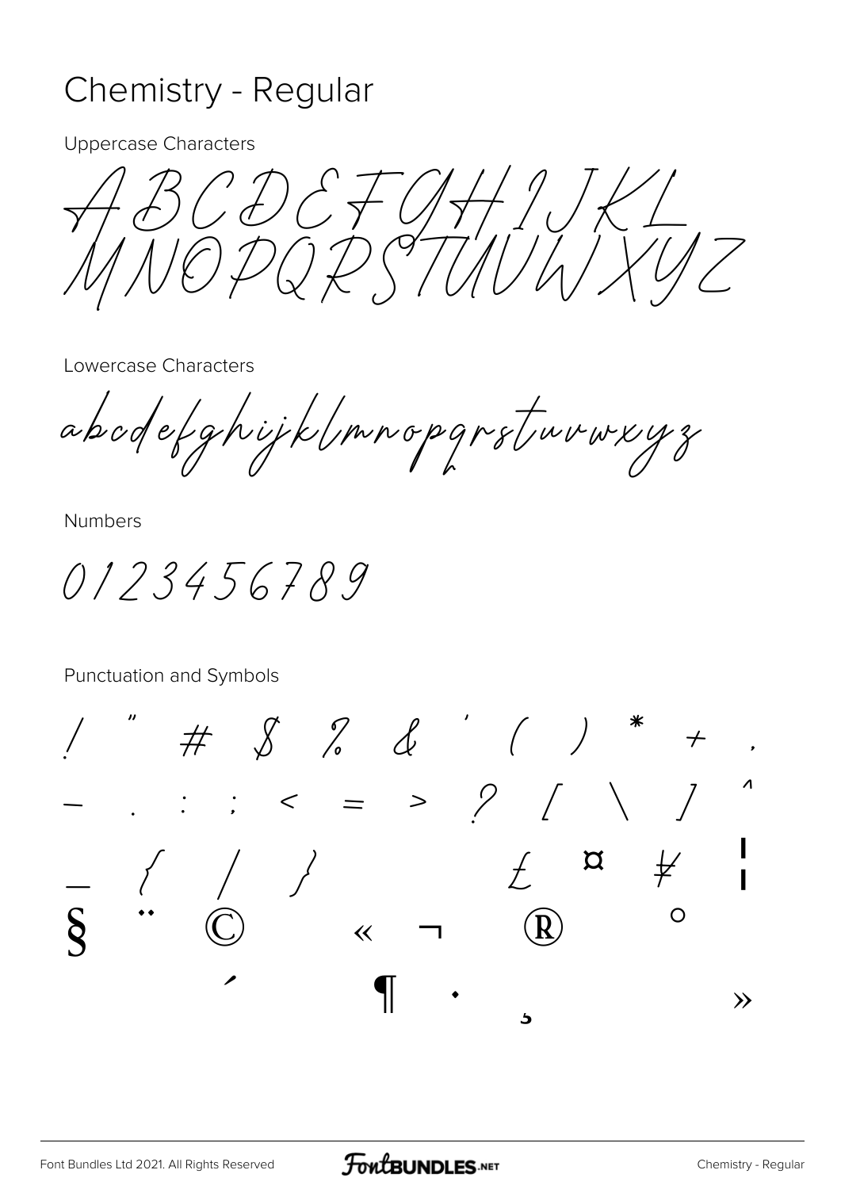# Chemistry - Regular

Uppercase Characters

ABCDEFGHIJKL
MNOPQRSTUVWXYZ

Lowercase Characters

abcdefghijklmnopqrstuvwxyz

Numbers

0123456789

Punctuation and Symbols

! " # $ % & ' ( ) * + ,
- . : ; < = > ? [ \ ] ^
_ { | } £ ¤ ¥ ¦
§ ¨ © « ¬ ® °
´ ¶ · ¸ »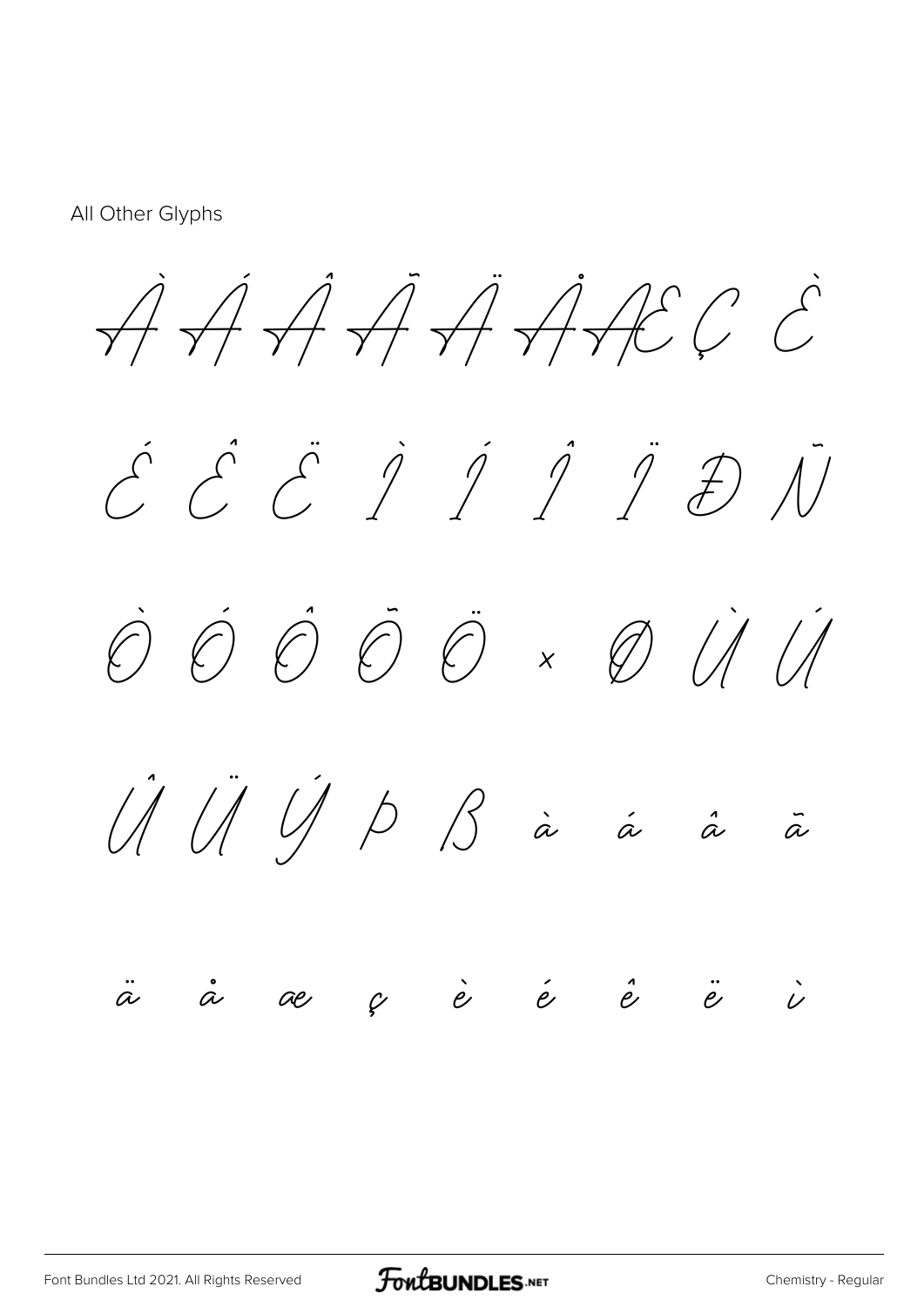All Other Glyphs

À Á Â Ã Ä Å Æ Ç È

É Ê Ë Ì Í Î Ï Ð Ñ

Ò Ó Ô Õ Ö × Ø Ù Ú

Û Ü Ý Þ ß à á â ã

ä å æ ç è é ê ë ì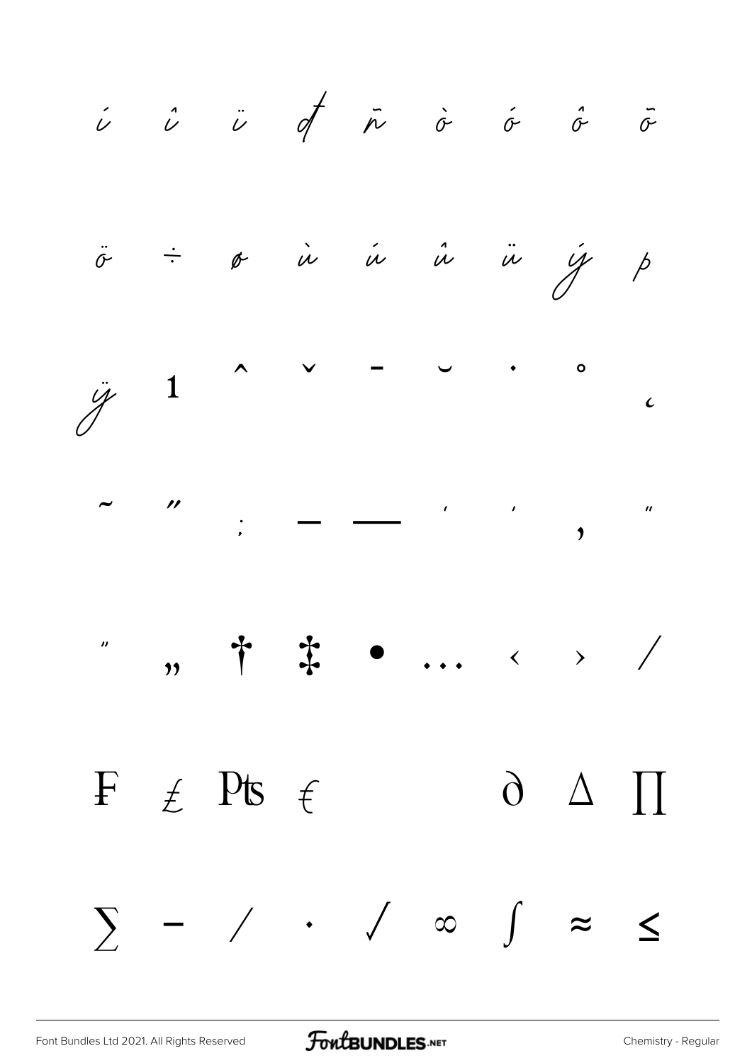í î ï ð ñ ò ó ô õ

ö ÷ ø ù ú û ü ý þ

ÿ ı ˆ ˇ ¯ ˘ ˙ ˚ ¸

˜ ˝ ; – — ' ' ‚ "

" „ † ‡ • … ‹ › ⁄

₣ ₤ ₧ € ∂ ∆ ∏

∑ − ∕ ∙ √ ∞ ∫ ≈ ≤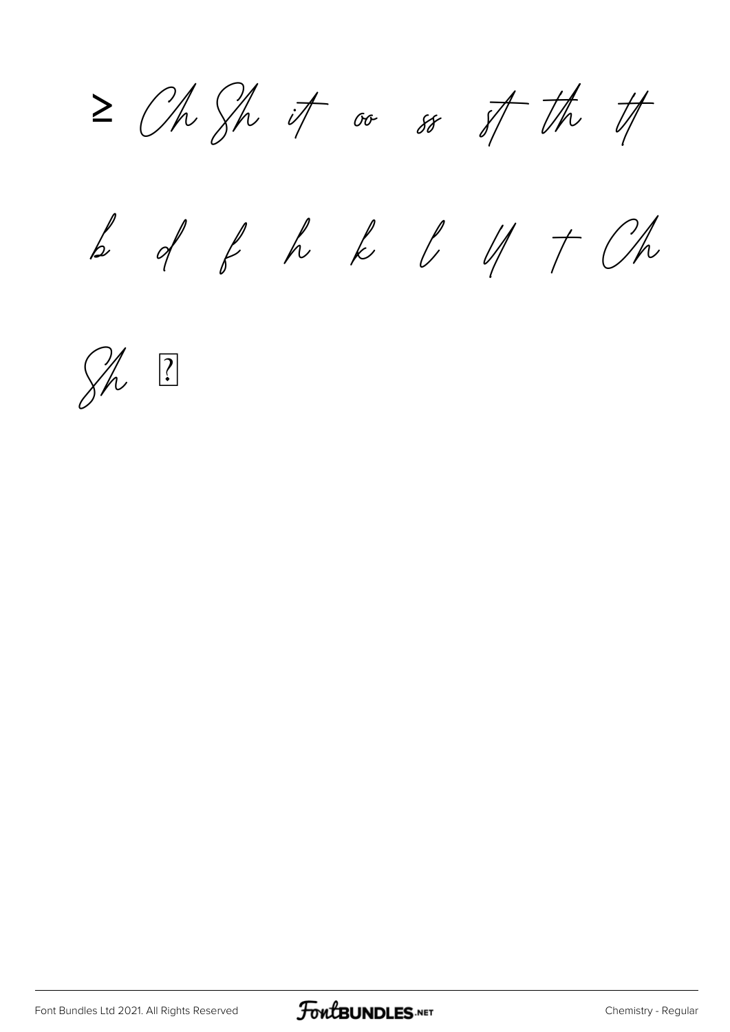≥ Ch Sh it oo ss st th tt

b d f h k l ll t Ch

Sh ?